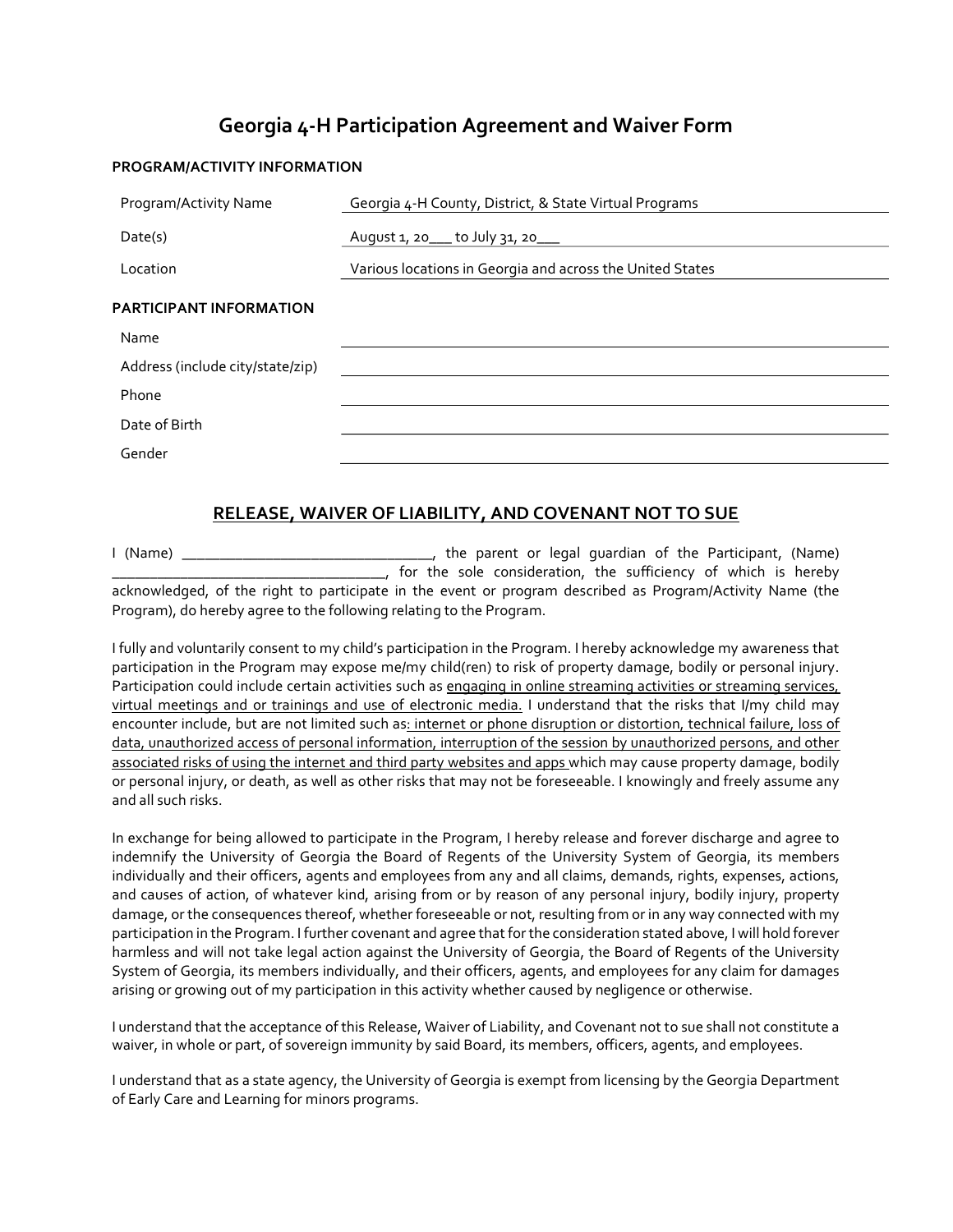# Georgia 4-H Participation Agreement and Waiver Form

**PROGRAM/ACTIVITY INFORMATION**

| | |
|---|---|
| Program/Activity Name | Georgia 4-H County, District, & State Virtual Programs |
| Date(s) | August 1, 20___ to July 31, 20___ |
| Location | Various locations in Georgia and across the United States |

**PARTICIPANT INFORMATION**

| | |
|---|---|
| Name | |
| Address (include city/state/zip) | |
| Phone | |
| Date of Birth | |
| Gender | |

## RELEASE, WAIVER OF LIABILITY, AND COVENANT NOT TO SUE

I (Name) ________________________________, the parent or legal guardian of the Participant, (Name) __________________________________, for the sole consideration, the sufficiency of which is hereby acknowledged, of the right to participate in the event or program described as Program/Activity Name (the Program), do hereby agree to the following relating to the Program.

I fully and voluntarily consent to my child's participation in the Program. I hereby acknowledge my awareness that participation in the Program may expose me/my child(ren) to risk of property damage, bodily or personal injury. Participation could include certain activities such as engaging in online streaming activities or streaming services, virtual meetings and or trainings and use of electronic media. I understand that the risks that I/my child may encounter include, but are not limited such as: internet or phone disruption or distortion, technical failure, loss of data, unauthorized access of personal information, interruption of the session by unauthorized persons, and other associated risks of using the internet and third party websites and apps which may cause property damage, bodily or personal injury, or death, as well as other risks that may not be foreseeable. I knowingly and freely assume any and all such risks.

In exchange for being allowed to participate in the Program, I hereby release and forever discharge and agree to indemnify the University of Georgia the Board of Regents of the University System of Georgia, its members individually and their officers, agents and employees from any and all claims, demands, rights, expenses, actions, and causes of action, of whatever kind, arising from or by reason of any personal injury, bodily injury, property damage, or the consequences thereof, whether foreseeable or not, resulting from or in any way connected with my participation in the Program. I further covenant and agree that for the consideration stated above, I will hold forever harmless and will not take legal action against the University of Georgia, the Board of Regents of the University System of Georgia, its members individually, and their officers, agents, and employees for any claim for damages arising or growing out of my participation in this activity whether caused by negligence or otherwise.

I understand that the acceptance of this Release, Waiver of Liability, and Covenant not to sue shall not constitute a waiver, in whole or part, of sovereign immunity by said Board, its members, officers, agents, and employees.

I understand that as a state agency, the University of Georgia is exempt from licensing by the Georgia Department of Early Care and Learning for minors programs.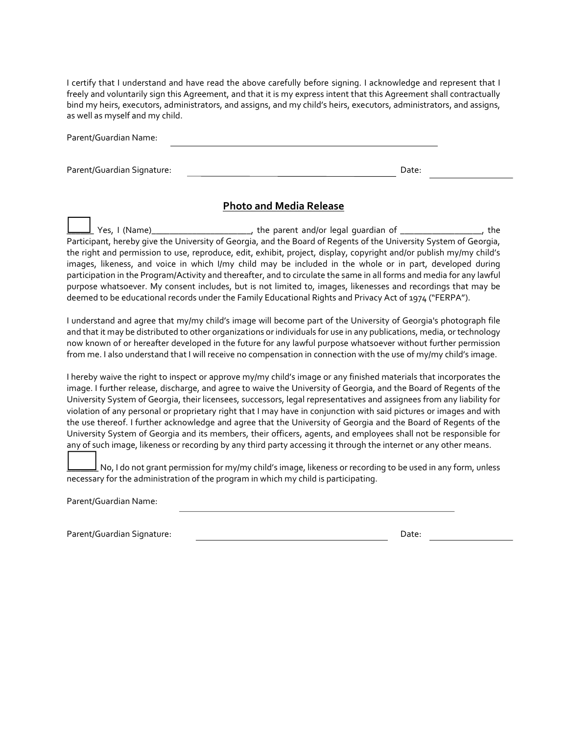I certify that I understand and have read the above carefully before signing. I acknowledge and represent that I freely and voluntarily sign this Agreement, and that it is my express intent that this Agreement shall contractually bind my heirs, executors, administrators, and assigns, and my child's heirs, executors, administrators, and assigns, as well as myself and my child.

Parent/Guardian Name: ____________________________________________

Parent/Guardian Signature: ____________________________________ Date: ______________

## Photo and Media Release

☐ Yes, I (Name)______________________, the parent and/or legal guardian of _________________, the Participant, hereby give the University of Georgia, and the Board of Regents of the University System of Georgia, the right and permission to use, reproduce, edit, exhibit, project, display, copyright and/or publish my/my child's images, likeness, and voice in which I/my child may be included in the whole or in part, developed during participation in the Program/Activity and thereafter, and to circulate the same in all forms and media for any lawful purpose whatsoever. My consent includes, but is not limited to, images, likenesses and recordings that may be deemed to be educational records under the Family Educational Rights and Privacy Act of 1974 ("FERPA").

I understand and agree that my/my child's image will become part of the University of Georgia's photograph file and that it may be distributed to other organizations or individuals for use in any publications, media, or technology now known of or hereafter developed in the future for any lawful purpose whatsoever without further permission from me. I also understand that I will receive no compensation in connection with the use of my/my child's image.

I hereby waive the right to inspect or approve my/my child's image or any finished materials that incorporates the image. I further release, discharge, and agree to waive the University of Georgia, and the Board of Regents of the University System of Georgia, their licensees, successors, legal representatives and assignees from any liability for violation of any personal or proprietary right that I may have in conjunction with said pictures or images and with the use thereof. I further acknowledge and agree that the University of Georgia and the Board of Regents of the University System of Georgia and its members, their officers, agents, and employees shall not be responsible for any of such image, likeness or recording by any third party accessing it through the internet or any other means.

☐ No, I do not grant permission for my/my child's image, likeness or recording to be used in any form, unless necessary for the administration of the program in which my child is participating.

Parent/Guardian Name: ____________________________________________

Parent/Guardian Signature: ____________________________________ Date: ______________